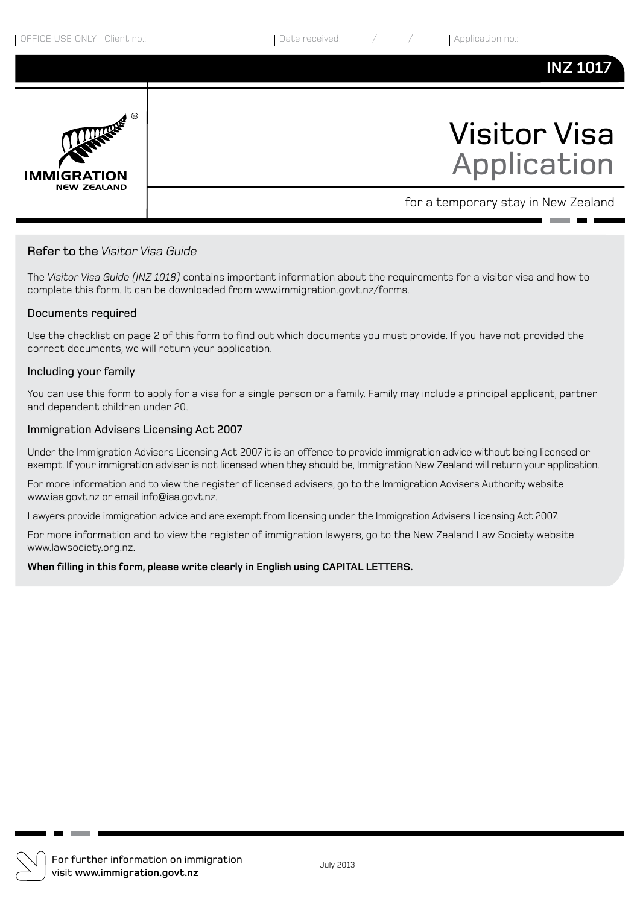OFFICE USE ONLY | Client no.: | Date received: / / | Application no.:

**INZ 1017**

IMMIGRATION NEW ZEALAND

# Visitor Visa Application

for a temporary stay in New Zealand

## Refer to the *Visitor Visa Guide*

The *Visitor Visa Guide (INZ 1018)* contains important information about the requirements for a visitor visa and how to complete this form. It can be downloaded from www.immigration.govt.nz/forms.

### Documents required

Use the checklist on page 2 of this form to find out which documents you must provide. If you have not provided the correct documents, we will return your application.

### Including your family

You can use this form to apply for a visa for a single person or a family. Family may include a principal applicant, partner and dependent children under 20.

### Immigration Advisers Licensing Act 2007

Under the Immigration Advisers Licensing Act 2007 it is an offence to provide immigration advice without being licensed or exempt. If your immigration adviser is not licensed when they should be, Immigration New Zealand will return your application.

For more information and to view the register of licensed advisers, go to the Immigration Advisers Authority website www.iaa.govt.nz or email info@iaa.govt.nz.

Lawyers provide immigration advice and are exempt from licensing under the Immigration Advisers Licensing Act 2007.

For more information and to view the register of immigration lawyers, go to the New Zealand Law Society website www.lawsociety.org.nz.

**When filling in this form, please write clearly in English using CAPITAL LETTERS.**

For further information on immigration visit **www.immigration.govt.nz**

July 2013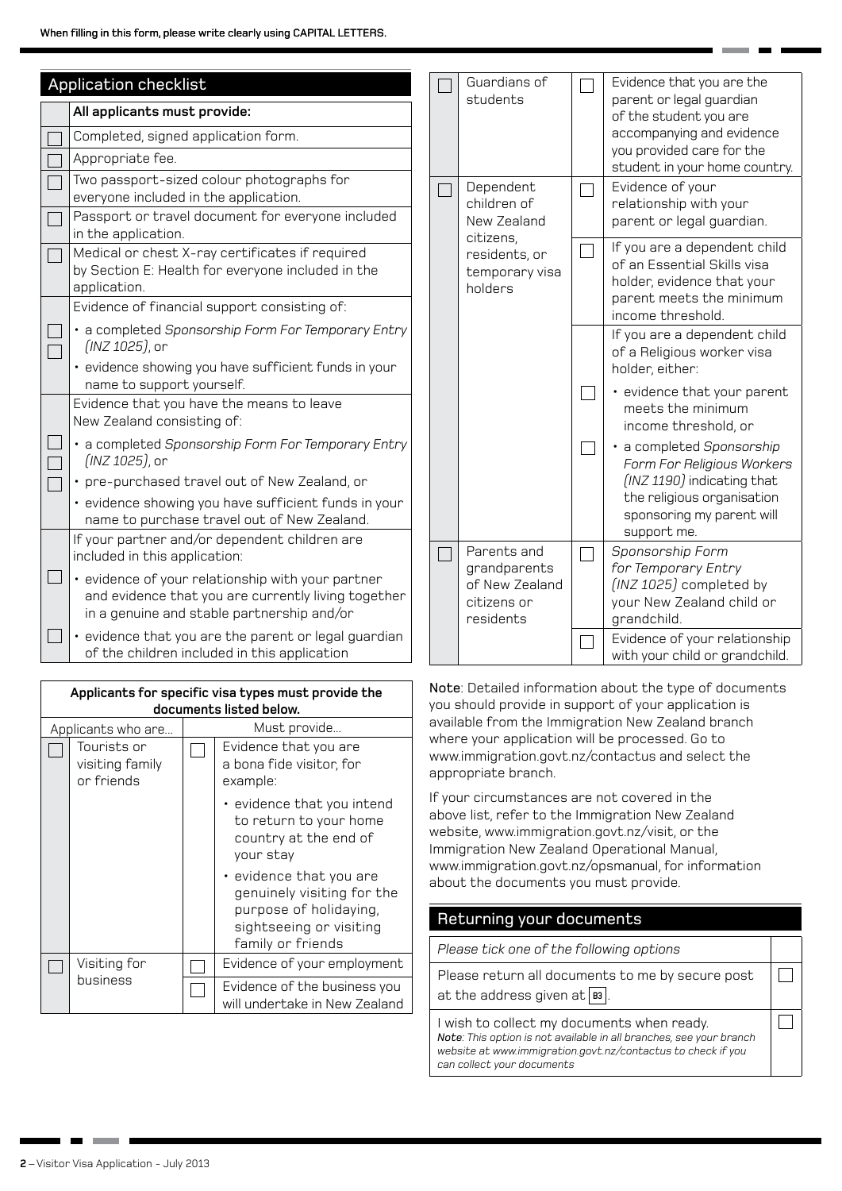When filling in this form, please write clearly using CAPITAL LETTERS.

## Application checklist

| | All applicants must provide: |
|---|---|
| ☐ | Completed, signed application form. |
| ☐ | Appropriate fee. |
| ☐ | Two passport-sized colour photographs for everyone included in the application. |
| ☐ | Passport or travel document for everyone included in the application. |
| ☐ | Medical or chest X-ray certificates if required by Section E: Health for everyone included in the application. |
| | Evidence of financial support consisting of: |
| ☐ | • a completed *Sponsorship Form For Temporary Entry (INZ 1025)*, or |
| ☐ | • evidence showing you have sufficient funds in your name to support yourself. |
| | Evidence that you have the means to leave New Zealand consisting of: |
| ☐ | • a completed *Sponsorship Form For Temporary Entry (INZ 1025)*, or |
| ☐ | • pre-purchased travel out of New Zealand, or |
| ☐ | • evidence showing you have sufficient funds in your name to purchase travel out of New Zealand. |
| | If your partner and/or dependent children are included in this application: |
| ☐ | • evidence of your relationship with your partner and evidence that you are currently living together in a genuine and stable partnership and/or |
| ☐ | • evidence that you are the parent or legal guardian of the children included in this application |

**Applicants for specific visa types must provide the documents listed below.**

| | Applicants who are... | | Must provide... |
|---|---|---|---|
| ☐ | Tourists or visiting family or friends | ☐ | Evidence that you are a bona fide visitor, for example: • evidence that you intend to return to your home country at the end of your stay • evidence that you are genuinely visiting for the purpose of holidaying, sightseeing or visiting family or friends |
| ☐ | Visiting for business | ☐ | Evidence of your employment |
| | | ☐ | Evidence of the business you will undertake in New Zealand |
| ☐ | Guardians of students | ☐ | Evidence that you are the parent or legal guardian of the student you are accompanying and evidence you provided care for the student in your home country. |
| ☐ | Dependent children of New Zealand citizens, residents, or temporary visa holders | ☐ | Evidence of your relationship with your parent or legal guardian. |
| | | ☐ | If you are a dependent child of an Essential Skills visa holder, evidence that your parent meets the minimum income threshold. |
| | | | If you are a dependent child of a Religious worker visa holder, either: |
| | | ☐ | • evidence that your parent meets the minimum income threshold, or |
| | | ☐ | • a completed *Sponsorship Form For Religious Workers (INZ 1190)* indicating that the religious organisation sponsoring my parent will support me. |
| ☐ | Parents and grandparents of New Zealand citizens or residents | ☐ | *Sponsorship Form for Temporary Entry (INZ 1025)* completed by your New Zealand child or grandchild. |
| | | ☐ | Evidence of your relationship with your child or grandchild. |

**Note**: Detailed information about the type of documents you should provide in support of your application is available from the Immigration New Zealand branch where your application will be processed. Go to www.immigration.govt.nz/contactus and select the appropriate branch.

If your circumstances are not covered in the above list, refer to the Immigration New Zealand website, www.immigration.govt.nz/visit, or the Immigration New Zealand Operational Manual, www.immigration.govt.nz/opsmanual, for information about the documents you must provide.

## Returning your documents

| *Please tick one of the following options* | |
|---|---|
| Please return all documents to me by secure post at the address given at B3. | ☐ |
| I wish to collect my documents when ready. *Note: This option is not available in all branches, see your branch website at www.immigration.govt.nz/contactus to check if you can collect your documents* | ☐ |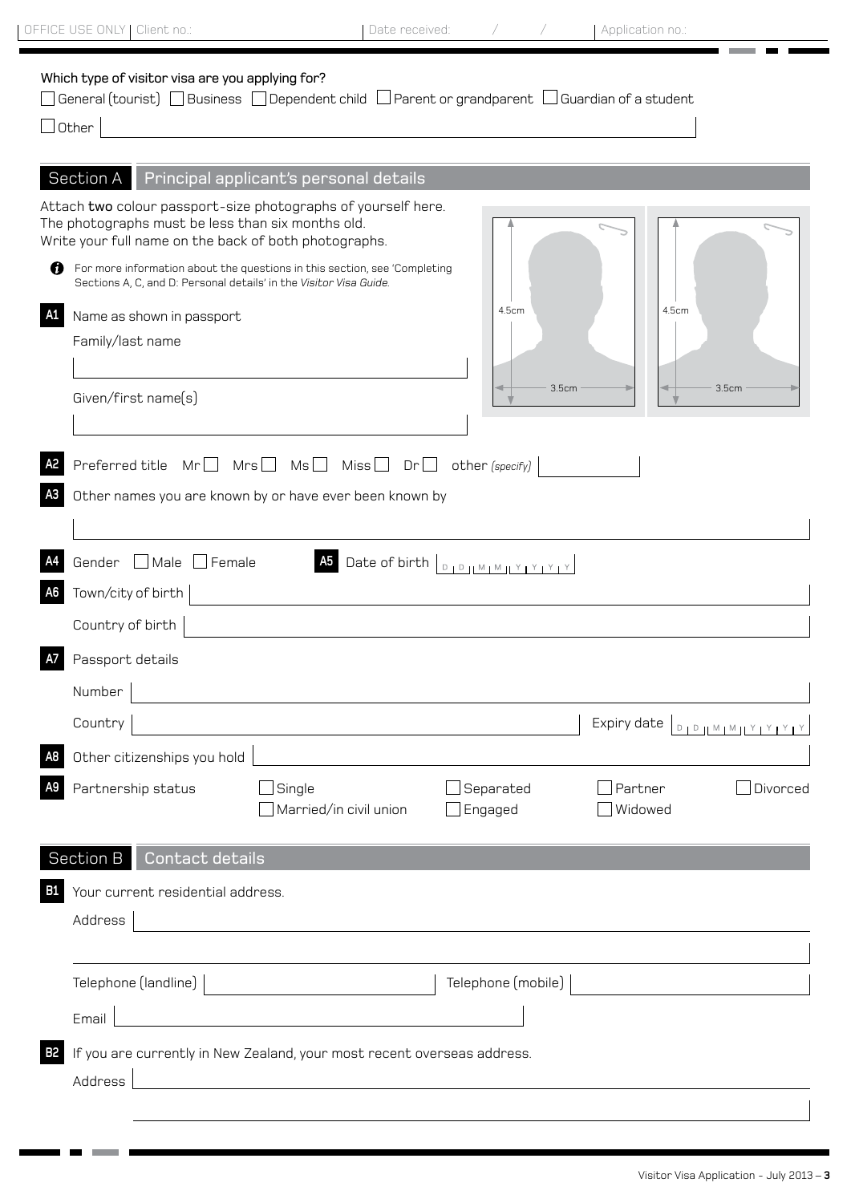OFFICE USE ONLY | Client no.: | Date received: / / | Application no.:

Which type of visitor visa are you applying for?

☐ General (tourist) ☐ Business ☐ Dependent child ☐ Parent or grandparent ☐ Guardian of a student

☐ Other

## Section A Principal applicant's personal details

Attach **two** colour passport-size photographs of yourself here. The photographs must be less than six months old. Write your full name on the back of both photographs.

4.5cm × 3.5cm | 4.5cm × 3.5cm

For more information about the questions in this section, see 'Completing Sections A, C, and D: Personal details' in the *Visitor Visa Guide*.

**A1** Name as shown in passport

Family/last name

Given/first name(s)

**A2** Preferred title Mr ☐ Mrs ☐ Ms ☐ Miss ☐ Dr ☐ other *(specify)*

**A3** Other names you are known by or have ever been known by

**A4** Gender ☐ Male ☐ Female

**A5** Date of birth D D M M Y Y Y Y

**A6** Town/city of birth

Country of birth

**A7** Passport details

Number

Country

Expiry date D D M M Y Y Y Y

**A8** Other citizenships you hold

**A9** Partnership status ☐ Single ☐ Married/in civil union ☐ Separated ☐ Engaged ☐ Partner ☐ Widowed ☐ Divorced

## Section B Contact details

**B1** Your current residential address.

Address

Telephone (landline)

Telephone (mobile)

Email

**B2** If you are currently in New Zealand, your most recent overseas address.

Address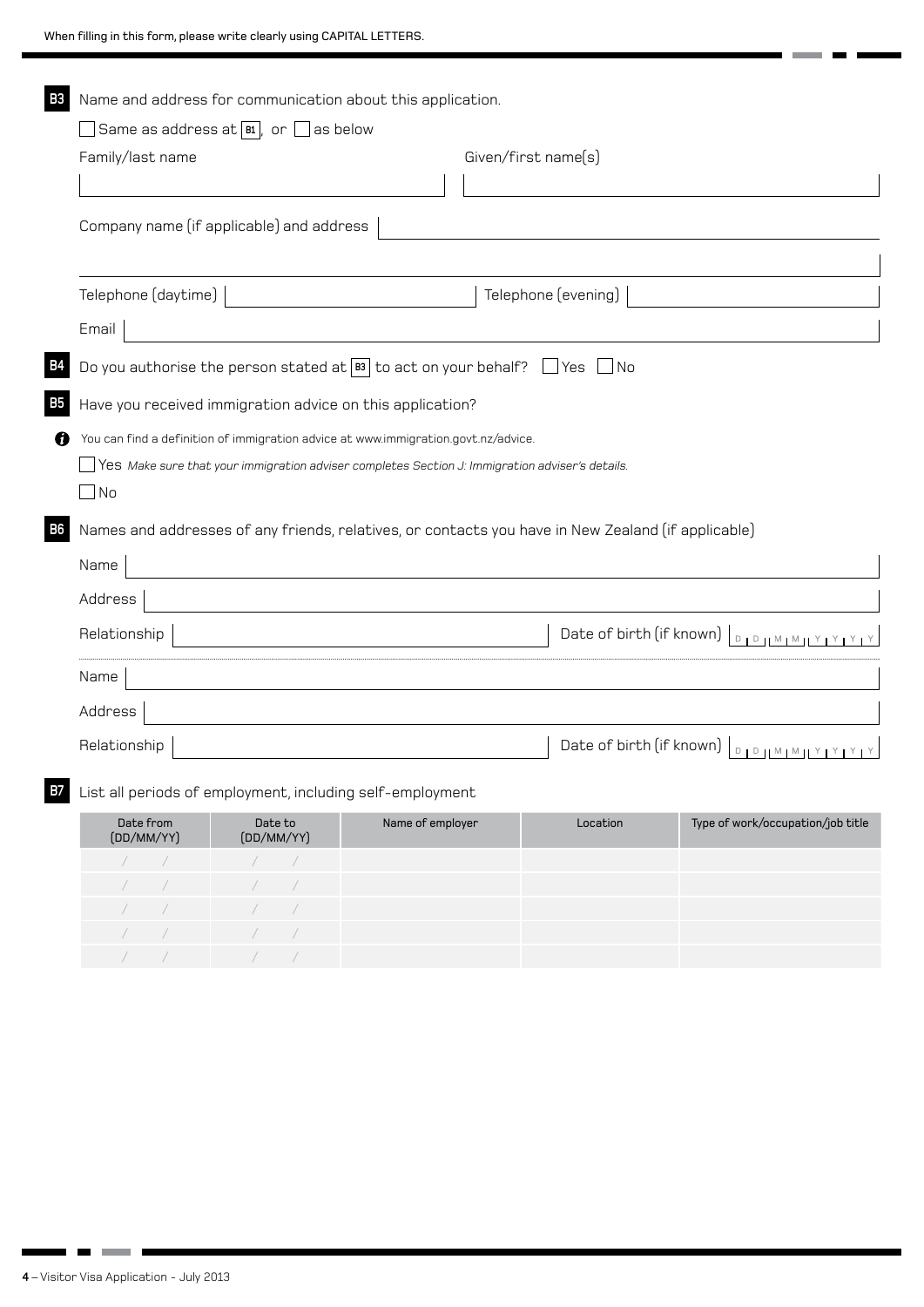When filling in this form, please write clearly using CAPITAL LETTERS.

**B3** Name and address for communication about this application.

☐ Same as address at **B1**, or ☐ as below

Family/last name

Given/first name(s)

Company name (if applicable) and address

Telephone (daytime)

Telephone (evening)

Email

**B4** Do you authorise the person stated at **B3** to act on your behalf? ☐ Yes ☐ No

**B5** Have you received immigration advice on this application?

You can find a definition of immigration advice at www.immigration.govt.nz/advice.

☐ Yes *Make sure that your immigration adviser completes Section J: Immigration adviser's details.*

☐ No

**B6** Names and addresses of any friends, relatives, or contacts you have in New Zealand (if applicable)

Name

Address

Relationship

Date of birth (if known) DD MM YYYY

Name

Address

Relationship

Date of birth (if known) DD MM YYYY

**B7** List all periods of employment, including self-employment

| Date from (DD/MM/YY) | Date to (DD/MM/YY) | Name of employer | Location | Type of work/occupation/job title |
|---|---|---|---|---|
| / / | / / | | | |
| / / | / / | | | |
| / / | / / | | | |
| / / | / / | | | |
| / / | / / | | | |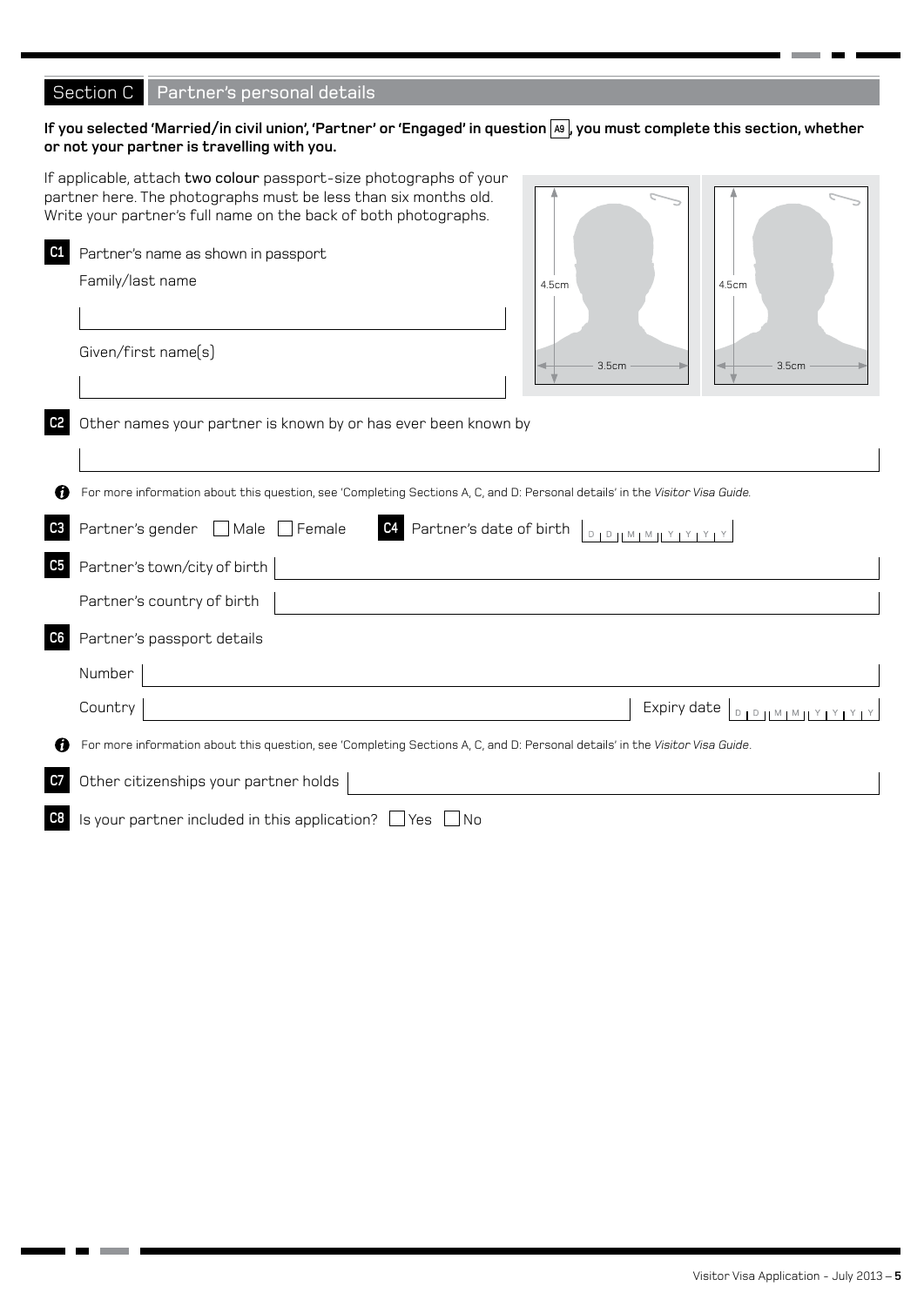## Section C Partner's personal details

**If you selected 'Married/in civil union', 'Partner' or 'Engaged' in question A9, you must complete this section, whether or not your partner is travelling with you.**

If applicable, attach **two colour** passport-size photographs of your partner here. The photographs must be less than six months old. Write your partner's full name on the back of both photographs.

4.5cm × 3.5cm | 4.5cm × 3.5cm

**C1** Partner's name as shown in passport

Family/last name

Given/first name(s)

**C2** Other names your partner is known by or has ever been known by

For more information about this question, see 'Completing Sections A, C, and D: Personal details' in the *Visitor Visa Guide*.

**C3** Partner's gender ☐ Male ☐ Female

**C4** Partner's date of birth D D M M Y Y Y Y

**C5** Partner's town/city of birth

Partner's country of birth

**C6** Partner's passport details

Number

Country

Expiry date D D M M Y Y Y Y

For more information about this question, see 'Completing Sections A, C, and D: Personal details' in the *Visitor Visa Guide*.

**C7** Other citizenships your partner holds

**C8** Is your partner included in this application? ☐ Yes ☐ No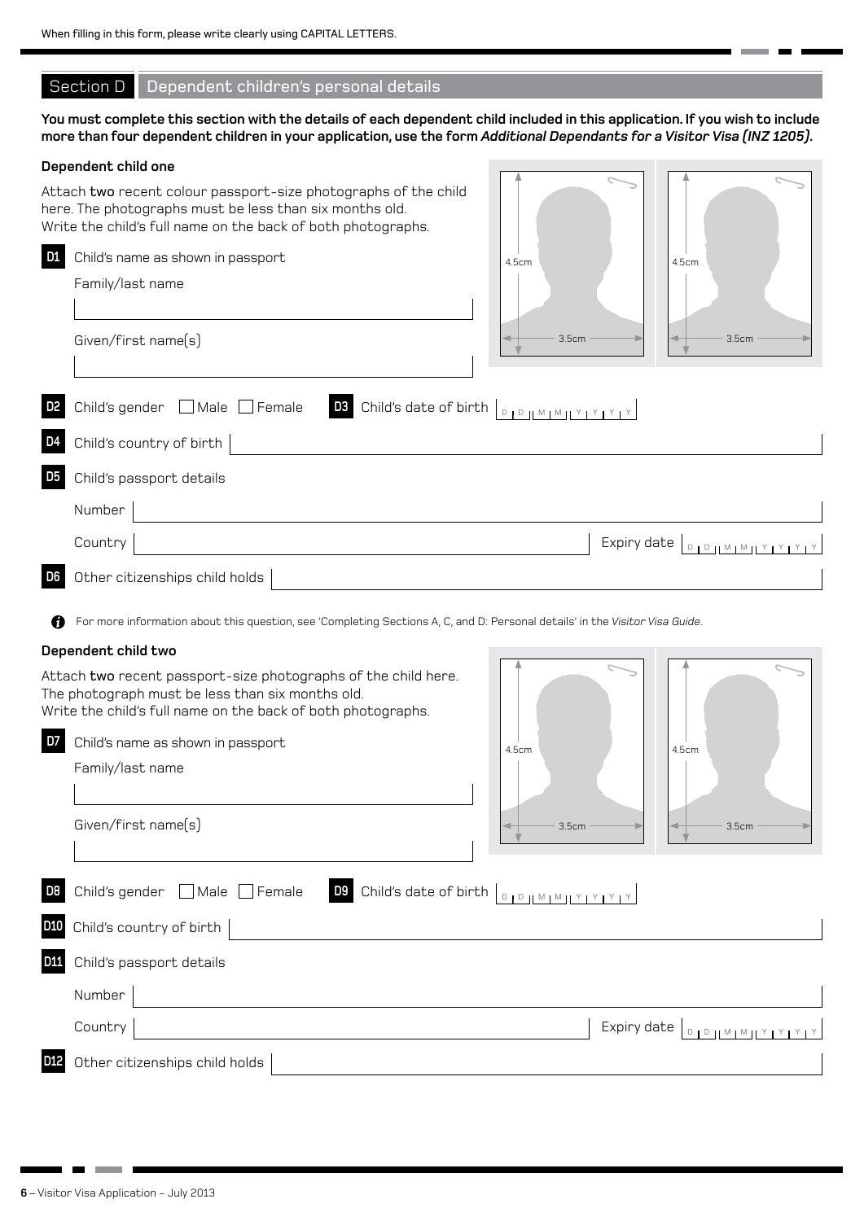When filling in this form, please write clearly using CAPITAL LETTERS.

## Section D Dependent children's personal details

**You must complete this section with the details of each dependent child included in this application. If you wish to include more than four dependent children in your application, use the form *Additional Dependants for a Visitor Visa (INZ 1205)*.**

### Dependent child one

Attach **two** recent colour passport-size photographs of the child here. The photographs must be less than six months old. Write the child's full name on the back of both photographs.

4.5cm 3.5cm 4.5cm 3.5cm

**D1** Child's name as shown in passport

Family/last name

Given/first name(s)

**D2** Child's gender ☐ Male ☐ Female **D3** Child's date of birth D D M M Y Y Y Y

**D4** Child's country of birth

**D5** Child's passport details

Number

Country Expiry date D D M M Y Y Y Y

**D6** Other citizenships child holds

For more information about this question, see 'Completing Sections A, C, and D: Personal details' in the *Visitor Visa Guide*.

### Dependent child two

Attach **two** recent passport-size photographs of the child here. The photograph must be less than six months old. Write the child's full name on the back of both photographs.

4.5cm 3.5cm 4.5cm 3.5cm

**D7** Child's name as shown in passport

Family/last name

Given/first name(s)

**D8** Child's gender ☐ Male ☐ Female **D9** Child's date of birth D D M M Y Y Y Y

**D10** Child's country of birth

**D11** Child's passport details

Number

Country Expiry date D D M M Y Y Y Y

**D12** Other citizenships child holds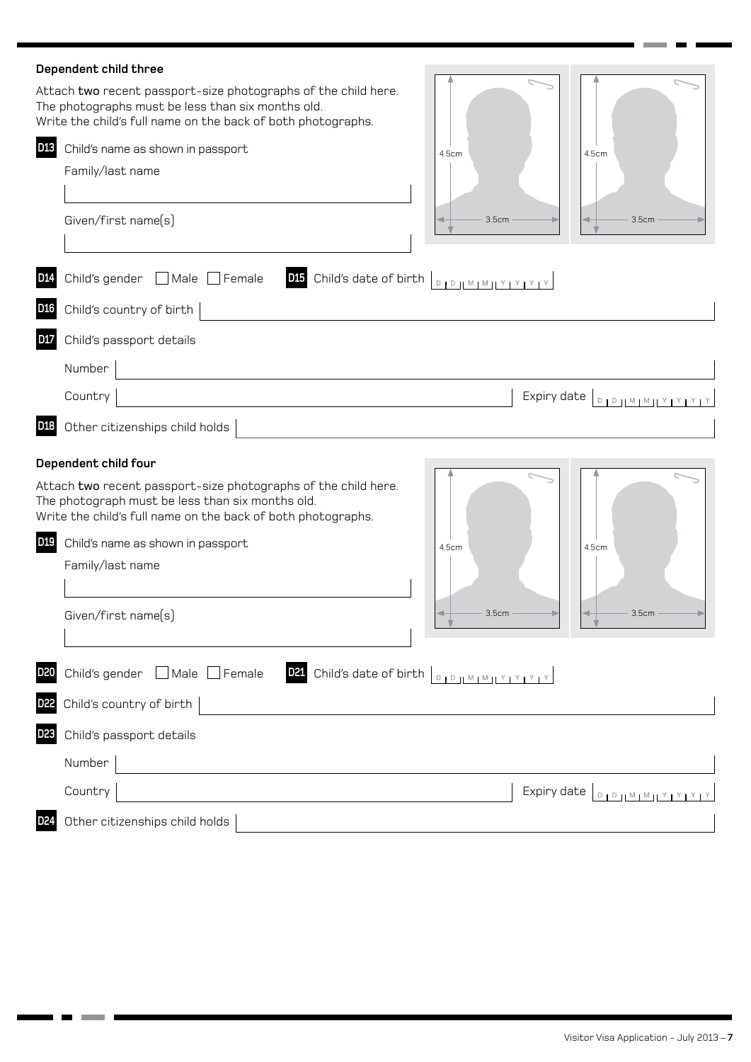### Dependent child three

Attach **two** recent passport-size photographs of the child here. The photographs must be less than six months old. Write the child's full name on the back of both photographs.

4.5cm

3.5cm

4.5cm

3.5cm

**D13** Child's name as shown in passport

Family/last name

Given/first name(s)

**D14** Child's gender ☐ Male ☐ Female

**D15** Child's date of birth D D M M Y Y Y Y

**D16** Child's country of birth

**D17** Child's passport details

Number

Country

Expiry date D D M M Y Y Y Y

**D18** Other citizenships child holds

### Dependent child four

Attach **two** recent passport-size photographs of the child here. The photograph must be less than six months old. Write the child's full name on the back of both photographs.

4.5cm

3.5cm

4.5cm

3.5cm

**D19** Child's name as shown in passport

Family/last name

Given/first name(s)

**D20** Child's gender ☐ Male ☐ Female

**D21** Child's date of birth D D M M Y Y Y Y

**D22** Child's country of birth

**D23** Child's passport details

Number

Country

Expiry date D D M M Y Y Y Y

**D24** Other citizenships child holds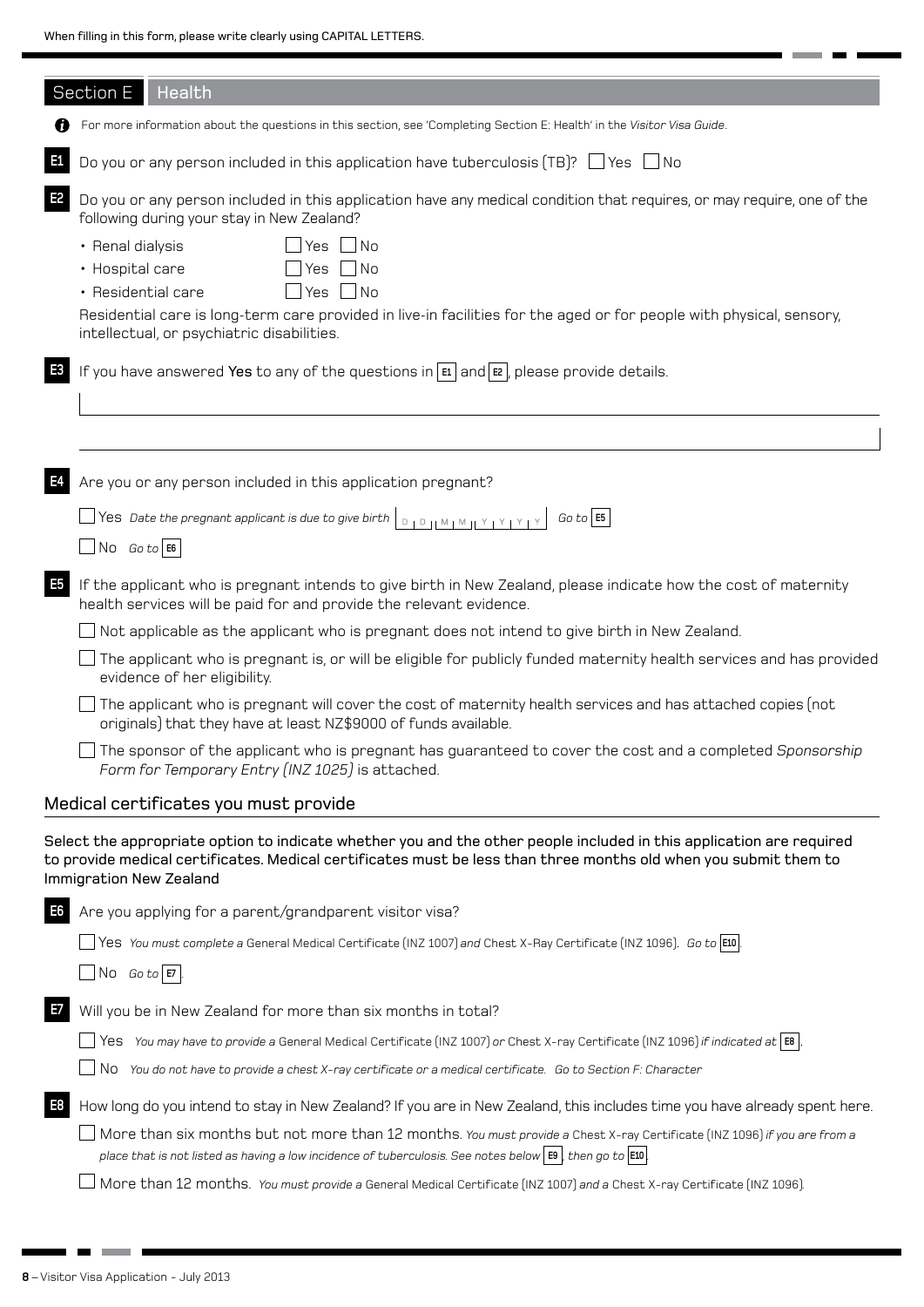When filling in this form, please write clearly using CAPITAL LETTERS.

## Section E Health

For more information about the questions in this section, see 'Completing Section E: Health' in the *Visitor Visa Guide*.

**E1** Do you or any person included in this application have tuberculosis (TB)? ☐ Yes ☐ No

**E2** Do you or any person included in this application have any medical condition that requires, or may require, one of the following during your stay in New Zealand?

- Renal dialysis ☐ Yes ☐ No
- Hospital care ☐ Yes ☐ No
- Residential care ☐ Yes ☐ No

Residential care is long-term care provided in live-in facilities for the aged or for people with physical, sensory, intellectual, or psychiatric disabilities.

**E3** If you have answered **Yes** to any of the questions in **E1** and **E2**, please provide details.

**E4** Are you or any person included in this application pregnant?

☐ Yes *Date the pregnant applicant is due to give birth* D D M M Y Y Y Y *Go to* **E5**

☐ No *Go to* **E6**

**E5** If the applicant who is pregnant intends to give birth in New Zealand, please indicate how the cost of maternity health services will be paid for and provide the relevant evidence.

☐ Not applicable as the applicant who is pregnant does not intend to give birth in New Zealand.

☐ The applicant who is pregnant is, or will be eligible for publicly funded maternity health services and has provided evidence of her eligibility.

☐ The applicant who is pregnant will cover the cost of maternity health services and has attached copies (not originals) that they have at least NZ$9000 of funds available.

☐ The sponsor of the applicant who is pregnant has guaranteed to cover the cost and a completed *Sponsorship Form for Temporary Entry (INZ 1025)* is attached.

### Medical certificates you must provide

**Select the appropriate option to indicate whether you and the other people included in this application are required to provide medical certificates. Medical certificates must be less than three months old when you submit them to Immigration New Zealand**

**E6** Are you applying for a parent/grandparent visitor visa?

☐ Yes *You must complete a* General Medical Certificate (INZ 1007) *and* Chest X-Ray Certificate (INZ 1096). *Go to* **E10**.

☐ No *Go to* **E7**.

**E7** Will you be in New Zealand for more than six months in total?

☐ Yes *You may have to provide a* General Medical Certificate (INZ 1007) *or* Chest X-ray Certificate (INZ 1096) *if indicated at* **E8**.

☐ No *You do not have to provide a chest X-ray certificate or a medical certificate. Go to Section F: Character*

**E8** How long do you intend to stay in New Zealand? If you are in New Zealand, this includes time you have already spent here.

☐ More than six months but not more than 12 months. *You must provide a* Chest X-ray Certificate (INZ 1096) *if you are from a place that is not listed as having a low incidence of tuberculosis. See notes below* **E9**, *then go to* **E10**.

☐ More than 12 months. *You must provide a* General Medical Certificate (INZ 1007) *and a* Chest X-ray Certificate (INZ 1096).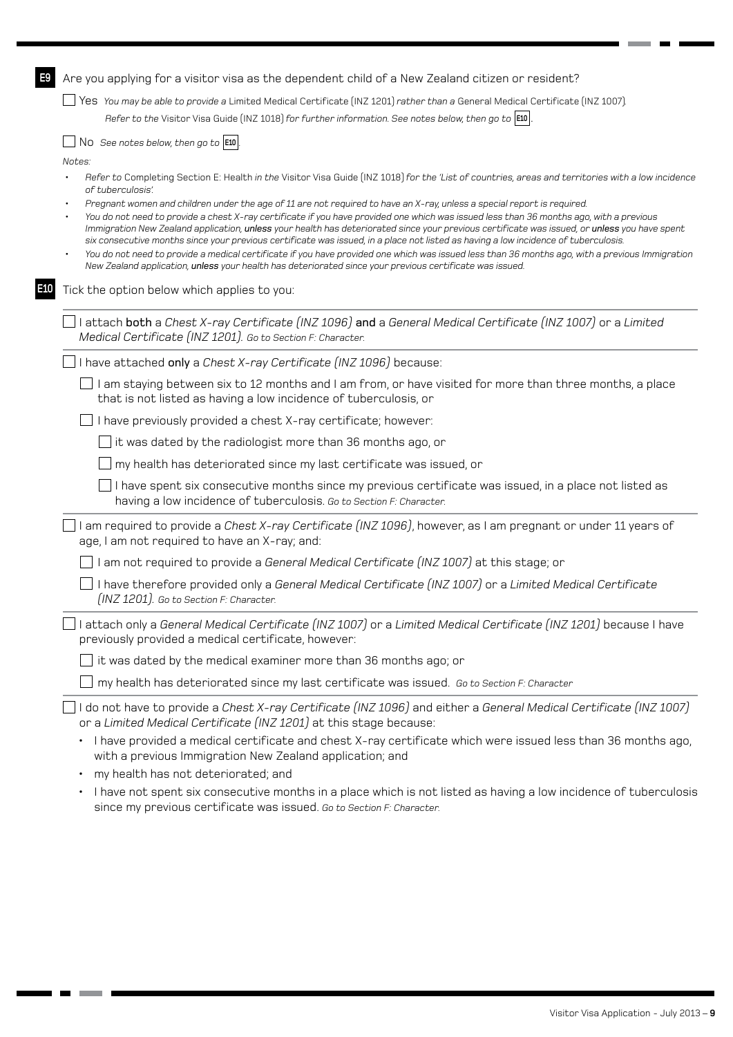**E9** Are you applying for a visitor visa as the dependent child of a New Zealand citizen or resident?

☐ Yes *You may be able to provide a* Limited Medical Certificate (INZ 1201) *rather than a* General Medical Certificate (INZ 1007). *Refer to the* Visitor Visa Guide (INZ 1018) *for further information. See notes below, then go to* **E10**.

☐ No *See notes below, then go to* **E10**.

*Notes:*

- *Refer to* Completing Section E: Health *in the* Visitor Visa Guide (INZ 1018) *for the 'List of countries, areas and territories with a low incidence of tuberculosis'.*
- *Pregnant women and children under the age of 11 are not required to have an X-ray, unless a special report is required.*
- *You do not need to provide a chest X-ray certificate if you have provided one which was issued less than 36 months ago, with a previous Immigration New Zealand application, **unless** your health has deteriorated since your previous certificate was issued, or **unless** you have spent six consecutive months since your previous certificate was issued, in a place not listed as having a low incidence of tuberculosis.*
- *You do not need to provide a medical certificate if you have provided one which was issued less than 36 months ago, with a previous Immigration New Zealand application, **unless** your health has deteriorated since your previous certificate was issued.*

**E10** Tick the option below which applies to you:

☐ I attach **both** a *Chest X-ray Certificate (INZ 1096)* **and** a *General Medical Certificate (INZ 1007)* or a *Limited Medical Certificate (INZ 1201). Go to Section F: Character.*

☐ I have attached **only** a *Chest X-ray Certificate (INZ 1096)* because:

- ☐ I am staying between six to 12 months and I am from, or have visited for more than three months, a place that is not listed as having a low incidence of tuberculosis, or
- ☐ I have previously provided a chest X-ray certificate; however:
  - ☐ it was dated by the radiologist more than 36 months ago, or
  - ☐ my health has deteriorated since my last certificate was issued, or
  - ☐ I have spent six consecutive months since my previous certificate was issued, in a place not listed as having a low incidence of tuberculosis. *Go to Section F: Character.*

☐ I am required to provide a *Chest X-ray Certificate (INZ 1096)*, however, as I am pregnant or under 11 years of age, I am not required to have an X-ray; and:

- ☐ I am not required to provide a *General Medical Certificate (INZ 1007)* at this stage; or
- ☐ I have therefore provided only a *General Medical Certificate (INZ 1007)* or a *Limited Medical Certificate (INZ 1201). Go to Section F: Character.*

☐ I attach only a *General Medical Certificate (INZ 1007)* or a *Limited Medical Certificate (INZ 1201)* because I have previously provided a medical certificate, however:

- ☐ it was dated by the medical examiner more than 36 months ago; or
- ☐ my health has deteriorated since my last certificate was issued. *Go to Section F: Character*

☐ I do not have to provide a *Chest X-ray Certificate (INZ 1096)* and either a *General Medical Certificate (INZ 1007)* or a *Limited Medical Certificate (INZ 1201)* at this stage because:

- I have provided a medical certificate and chest X-ray certificate which were issued less than 36 months ago, with a previous Immigration New Zealand application; and
- my health has not deteriorated; and
- I have not spent six consecutive months in a place which is not listed as having a low incidence of tuberculosis since my previous certificate was issued. *Go to Section F: Character.*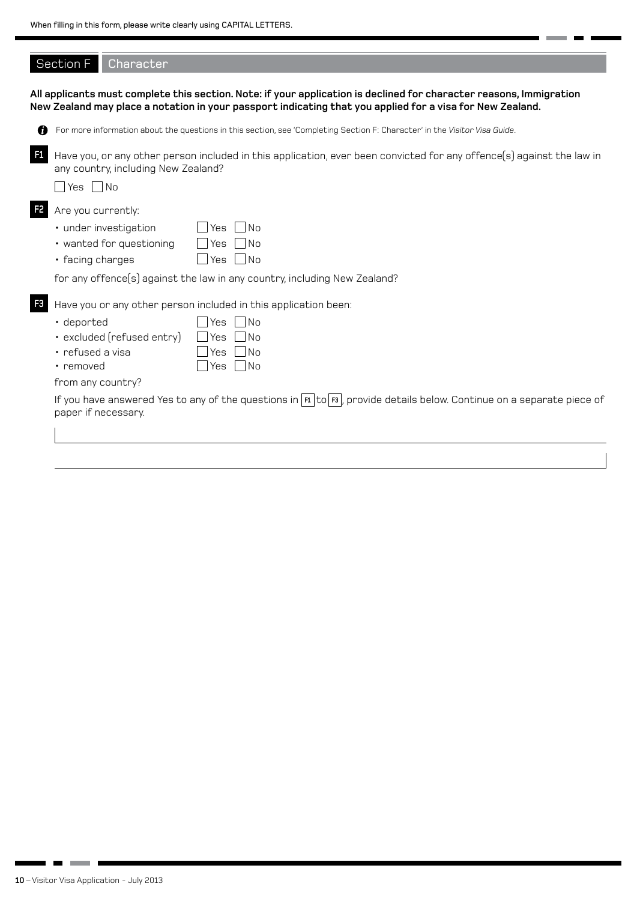When filling in this form, please write clearly using CAPITAL LETTERS.

## Section F Character

**All applicants must complete this section. Note: if your application is declined for character reasons, Immigration New Zealand may place a notation in your passport indicating that you applied for a visa for New Zealand.**

For more information about the questions in this section, see 'Completing Section F: Character' in the *Visitor Visa Guide*.

**F1** Have you, or any other person included in this application, ever been convicted for any offence(s) against the law in any country, including New Zealand?

☐ Yes ☐ No

**F2** Are you currently:

- under investigation ☐ Yes ☐ No
- wanted for questioning ☐ Yes ☐ No
- facing charges ☐ Yes ☐ No

for any offence(s) against the law in any country, including New Zealand?

**F3** Have you or any other person included in this application been:

- deported ☐ Yes ☐ No
- excluded (refused entry) ☐ Yes ☐ No
- refused a visa ☐ Yes ☐ No
- removed ☐ Yes ☐ No

from any country?

If you have answered Yes to any of the questions in **F1** to **F3**, provide details below. Continue on a separate piece of paper if necessary.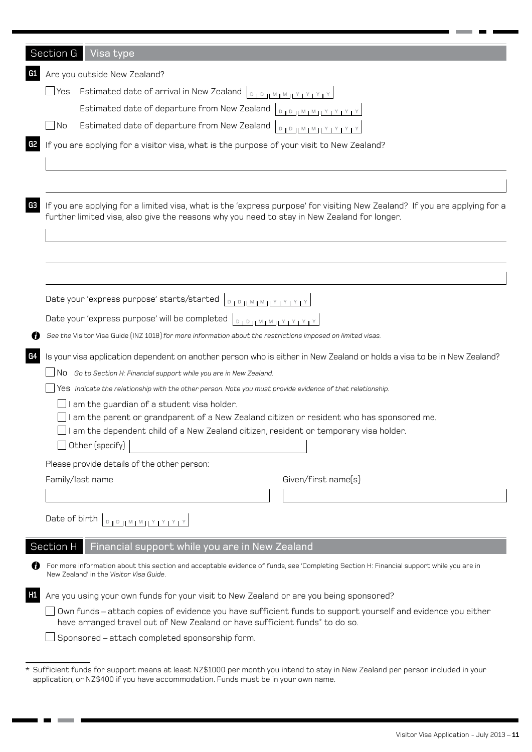## Section G Visa type

**G1** Are you outside New Zealand?

☐ Yes Estimated date of arrival in New Zealand DD MM YYYY

Estimated date of departure from New Zealand DD MM YYYY

☐ No Estimated date of departure from New Zealand DD MM YYYY

**G2** If you are applying for a visitor visa, what is the purpose of your visit to New Zealand?

**G3** If you are applying for a limited visa, what is the 'express purpose' for visiting New Zealand? If you are applying for a further limited visa, also give the reasons why you need to stay in New Zealand for longer.

Date your 'express purpose' starts/started DD MM YYYY

Date your 'express purpose' will be completed DD MM YYYY

*See the* Visitor Visa Guide (INZ 1018) *for more information about the restrictions imposed on limited visas.*

**G4** Is your visa application dependent on another person who is either in New Zealand or holds a visa to be in New Zealand?

☐ No *Go to Section H: Financial support while you are in New Zealand.*

☐ Yes *Indicate the relationship with the other person. Note you must provide evidence of that relationship.*

☐ I am the guardian of a student visa holder.

☐ I am the parent or grandparent of a New Zealand citizen or resident who has sponsored me.

☐ I am the dependent child of a New Zealand citizen, resident or temporary visa holder.

☐ Other (specify)

Please provide details of the other person:

Family/last name

Given/first name(s)

Date of birth DD MM YYYY

## Section H Financial support while you are in New Zealand

For more information about this section and acceptable evidence of funds, see 'Completing Section H: Financial support while you are in New Zealand' in the *Visitor Visa Guide*.

**H1** Are you using your own funds for your visit to New Zealand or are you being sponsored?

☐ Own funds – attach copies of evidence you have sufficient funds to support yourself and evidence you either have arranged travel out of New Zealand or have sufficient funds* to do so.

☐ Sponsored – attach completed sponsorship form.

* Sufficient funds for support means at least NZ$1000 per month you intend to stay in New Zealand per person included in your application, or NZ$400 if you have accommodation. Funds must be in your own name.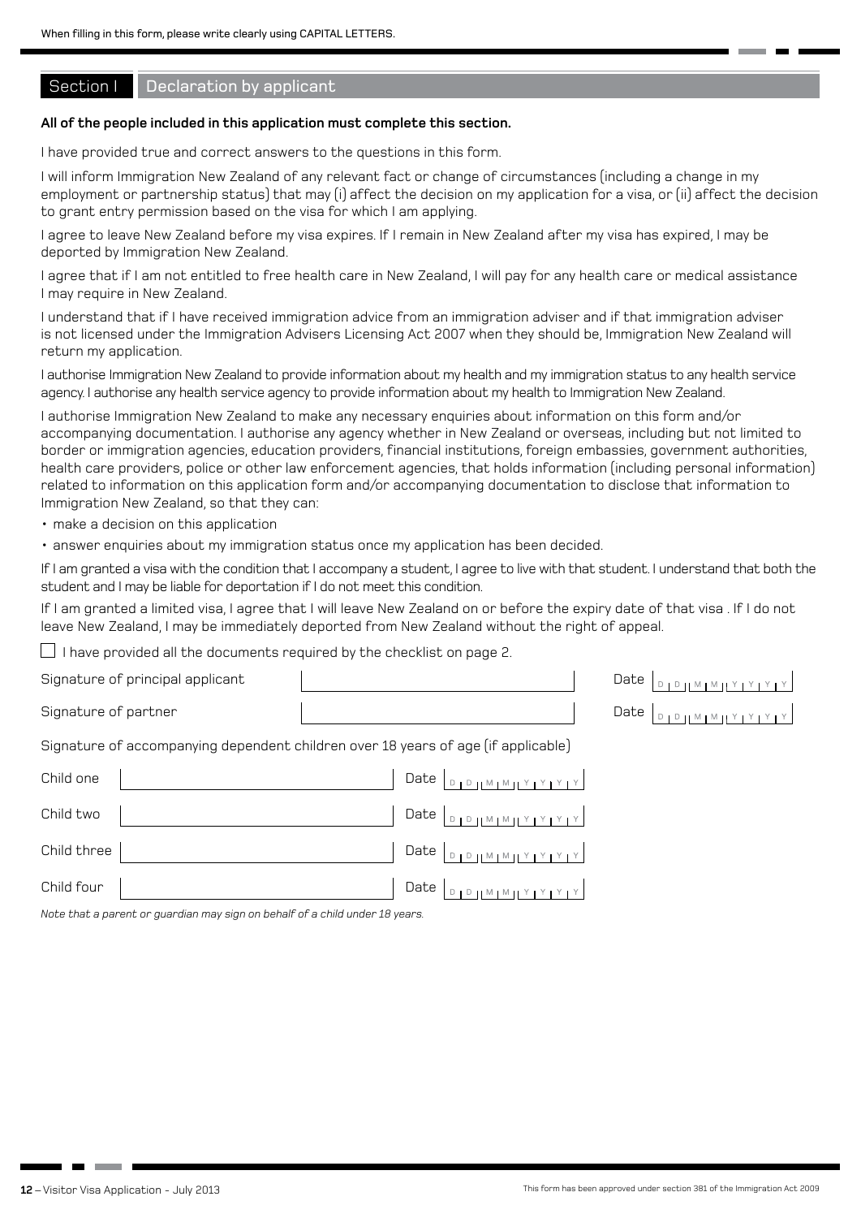When filling in this form, please write clearly using CAPITAL LETTERS.

## Section I Declaration by applicant

**All of the people included in this application must complete this section.**

I have provided true and correct answers to the questions in this form.

I will inform Immigration New Zealand of any relevant fact or change of circumstances (including a change in my employment or partnership status) that may (i) affect the decision on my application for a visa, or (ii) affect the decision to grant entry permission based on the visa for which I am applying.

I agree to leave New Zealand before my visa expires. If I remain in New Zealand after my visa has expired, I may be deported by Immigration New Zealand.

I agree that if I am not entitled to free health care in New Zealand, I will pay for any health care or medical assistance I may require in New Zealand.

I understand that if I have received immigration advice from an immigration adviser and if that immigration adviser is not licensed under the Immigration Advisers Licensing Act 2007 when they should be, Immigration New Zealand will return my application.

I authorise Immigration New Zealand to provide information about my health and my immigration status to any health service agency. I authorise any health service agency to provide information about my health to Immigration New Zealand.

I authorise Immigration New Zealand to make any necessary enquiries about information on this form and/or accompanying documentation. I authorise any agency whether in New Zealand or overseas, including but not limited to border or immigration agencies, education providers, financial institutions, foreign embassies, government authorities, health care providers, police or other law enforcement agencies, that holds information (including personal information) related to information on this application form and/or accompanying documentation to disclose that information to Immigration New Zealand, so that they can:

- make a decision on this application
- answer enquiries about my immigration status once my application has been decided.

If I am granted a visa with the condition that I accompany a student, I agree to live with that student. I understand that both the student and I may be liable for deportation if I do not meet this condition.

If I am granted a limited visa, I agree that I will leave New Zealand on or before the expiry date of that visa . If I do not leave New Zealand, I may be immediately deported from New Zealand without the right of appeal.

☐ I have provided all the documents required by the checklist on page 2.

Signature of principal applicant __________ Date DD MM YYYY

Signature of partner __________ Date DD MM YYYY

Signature of accompanying dependent children over 18 years of age (if applicable)

Child one __________ Date DD MM YYYY

Child two __________ Date DD MM YYYY

Child three __________ Date DD MM YYYY

Child four __________ Date DD MM YYYY

*Note that a parent or guardian may sign on behalf of a child under 18 years.*

This form has been approved under section 381 of the Immigration Act 2009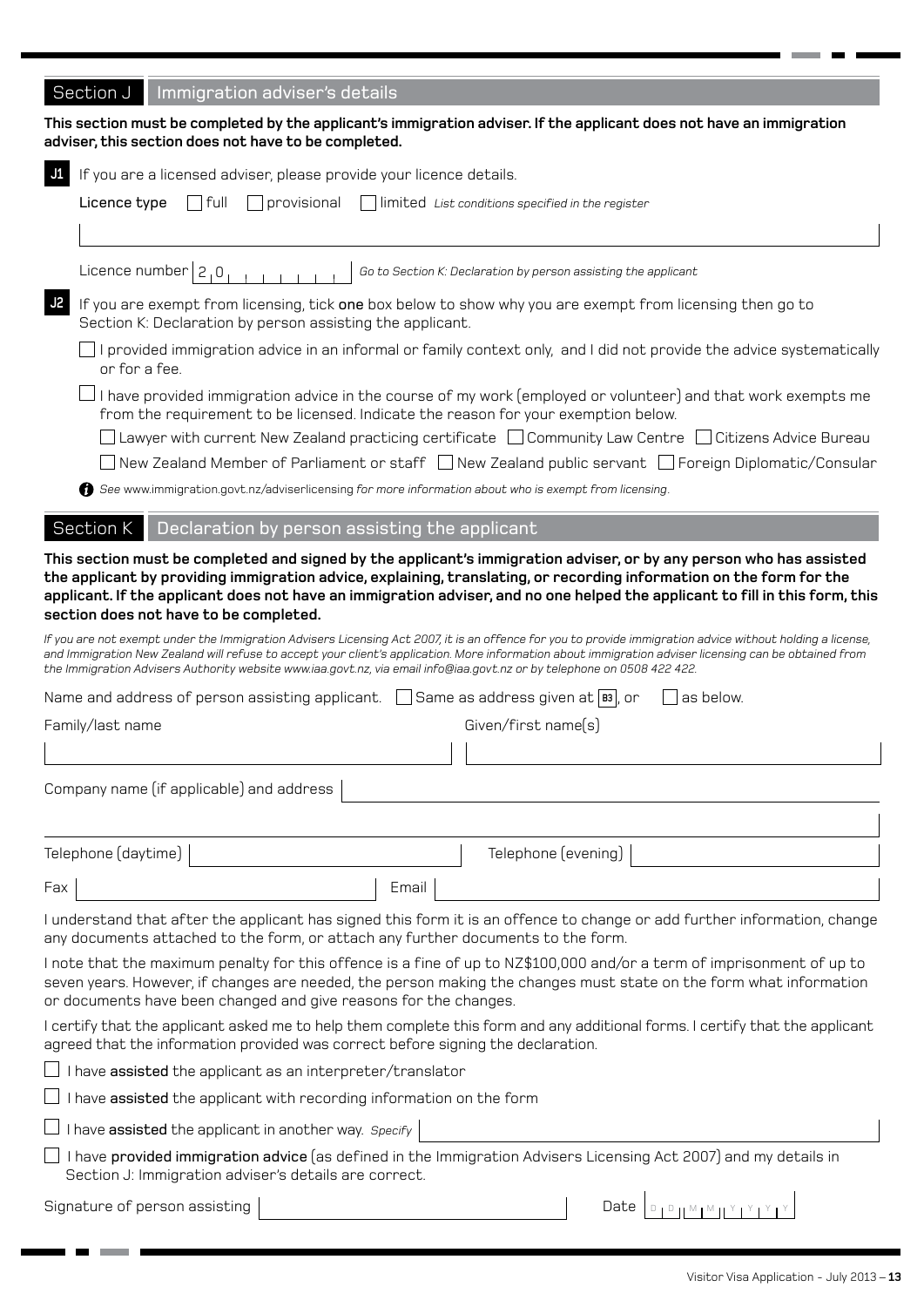## Section J Immigration adviser's details

**This section must be completed by the applicant's immigration adviser. If the applicant does not have an immigration adviser, this section does not have to be completed.**

**J1** If you are a licensed adviser, please provide your licence details.

Licence type ☐ full ☐ provisional ☐ limited *List conditions specified in the register*

Licence number 2 0 *Go to Section K: Declaration by person assisting the applicant*

**J2** If you are exempt from licensing, tick **one** box below to show why you are exempt from licensing then go to Section K: Declaration by person assisting the applicant.

☐ I provided immigration advice in an informal or family context only, and I did not provide the advice systematically or for a fee.

☐ I have provided immigration advice in the course of my work (employed or volunteer) and that work exempts me from the requirement to be licensed. Indicate the reason for your exemption below.

☐ Lawyer with current New Zealand practicing certificate ☐ Community Law Centre ☐ Citizens Advice Bureau

☐ New Zealand Member of Parliament or staff ☐ New Zealand public servant ☐ Foreign Diplomatic/Consular

*See www.immigration.govt.nz/adviserlicensing for more information about who is exempt from licensing.*

## Section K Declaration by person assisting the applicant

**This section must be completed and signed by the applicant's immigration adviser, or by any person who has assisted the applicant by providing immigration advice, explaining, translating, or recording information on the form for the applicant. If the applicant does not have an immigration adviser, and no one helped the applicant to fill in this form, this section does not have to be completed.**

*If you are not exempt under the Immigration Advisers Licensing Act 2007, it is an offence for you to provide immigration advice without holding a license, and Immigration New Zealand will refuse to accept your client's application. More information about immigration adviser licensing can be obtained from the Immigration Advisers Authority website www.iaa.govt.nz, via email info@iaa.govt.nz or by telephone on 0508 422 422.*

Name and address of person assisting applicant. ☐ Same as address given at B3, or ☐ as below.

Family/last name

Given/first name(s)

Company name (if applicable) and address

Telephone (daytime)

Telephone (evening)

Fax

Email

I understand that after the applicant has signed this form it is an offence to change or add further information, change any documents attached to the form, or attach any further documents to the form.

I note that the maximum penalty for this offence is a fine of up to NZ$100,000 and/or a term of imprisonment of up to seven years. However, if changes are needed, the person making the changes must state on the form what information or documents have been changed and give reasons for the changes.

I certify that the applicant asked me to help them complete this form and any additional forms. I certify that the applicant agreed that the information provided was correct before signing the declaration.

☐ I have **assisted** the applicant as an interpreter/translator

☐ I have **assisted** the applicant with recording information on the form

☐ I have **assisted** the applicant in another way. *Specify*

☐ I have **provided immigration advice** (as defined in the Immigration Advisers Licensing Act 2007) and my details in Section J: Immigration adviser's details are correct.

Signature of person assisting

Date D D M M Y Y Y Y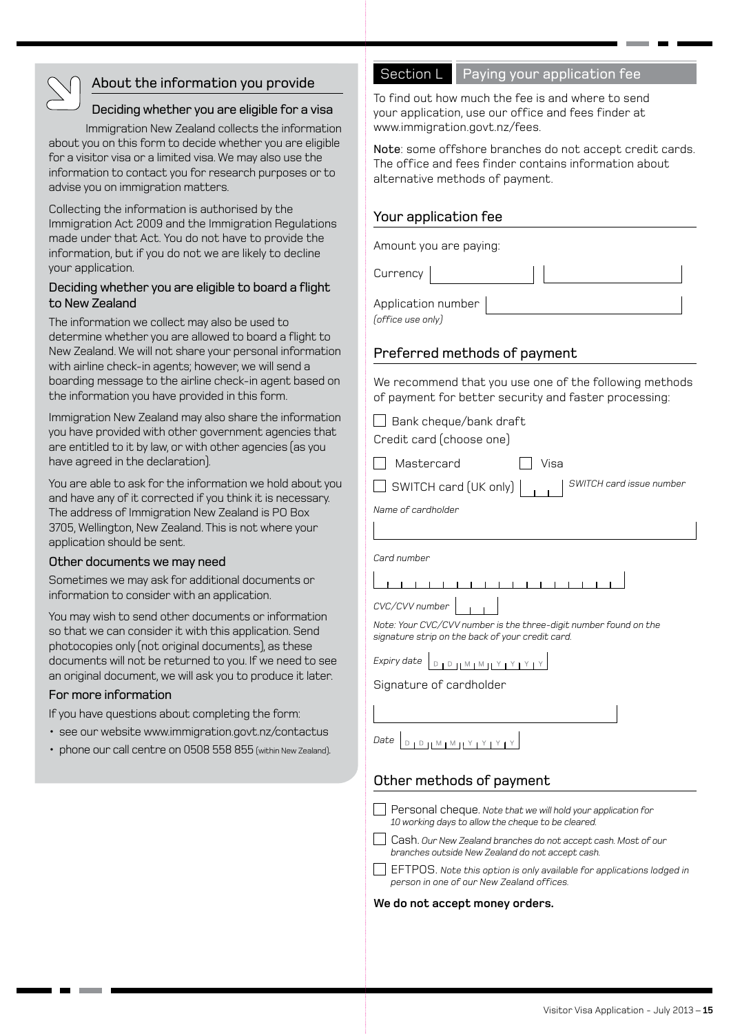## About the information you provide

### Deciding whether you are eligible for a visa

Immigration New Zealand collects the information about you on this form to decide whether you are eligible for a visitor visa or a limited visa. We may also use the information to contact you for research purposes or to advise you on immigration matters.

Collecting the information is authorised by the Immigration Act 2009 and the Immigration Regulations made under that Act. You do not have to provide the information, but if you do not we are likely to decline your application.

### Deciding whether you are eligible to board a flight to New Zealand

The information we collect may also be used to determine whether you are allowed to board a flight to New Zealand. We will not share your personal information with airline check-in agents; however, we will send a boarding message to the airline check-in agent based on the information you have provided in this form.

Immigration New Zealand may also share the information you have provided with other government agencies that are entitled to it by law, or with other agencies (as you have agreed in the declaration).

You are able to ask for the information we hold about you and have any of it corrected if you think it is necessary. The address of Immigration New Zealand is PO Box 3705, Wellington, New Zealand. This is not where your application should be sent.

### Other documents we may need

Sometimes we may ask for additional documents or information to consider with an application.

You may wish to send other documents or information so that we can consider it with this application. Send photocopies only (not original documents), as these documents will not be returned to you. If we need to see an original document, we will ask you to produce it later.

### For more information

If you have questions about completing the form:

- see our website www.immigration.govt.nz/contactus
- phone our call centre on 0508 558 855 (within New Zealand).

## Section L Paying your application fee

To find out how much the fee is and where to send your application, use our office and fees finder at www.immigration.govt.nz/fees.

**Note**: some offshore branches do not accept credit cards. The office and fees finder contains information about alternative methods of payment.

### Your application fee

Amount you are paying:

Currency

Application number
*(office use only)*

### Preferred methods of payment

We recommend that you use one of the following methods of payment for better security and faster processing:

☐ Bank cheque/bank draft

Credit card (choose one)

☐ Mastercard ☐ Visa

☐ SWITCH card (UK only) *SWITCH card issue number*

*Name of cardholder*

*Card number*

*CVC/CVV number*

*Note: Your CVC/CVV number is the three-digit number found on the signature strip on the back of your credit card.*

*Expiry date* D D M M Y Y Y Y

Signature of cardholder

*Date* D D M M Y Y Y Y

### Other methods of payment

☐ Personal cheque. *Note that we will hold your application for 10 working days to allow the cheque to be cleared.*

☐ Cash. *Our New Zealand branches do not accept cash. Most of our branches outside New Zealand do not accept cash.*

☐ EFTPOS. *Note this option is only available for applications lodged in person in one of our New Zealand offices.*

**We do not accept money orders.**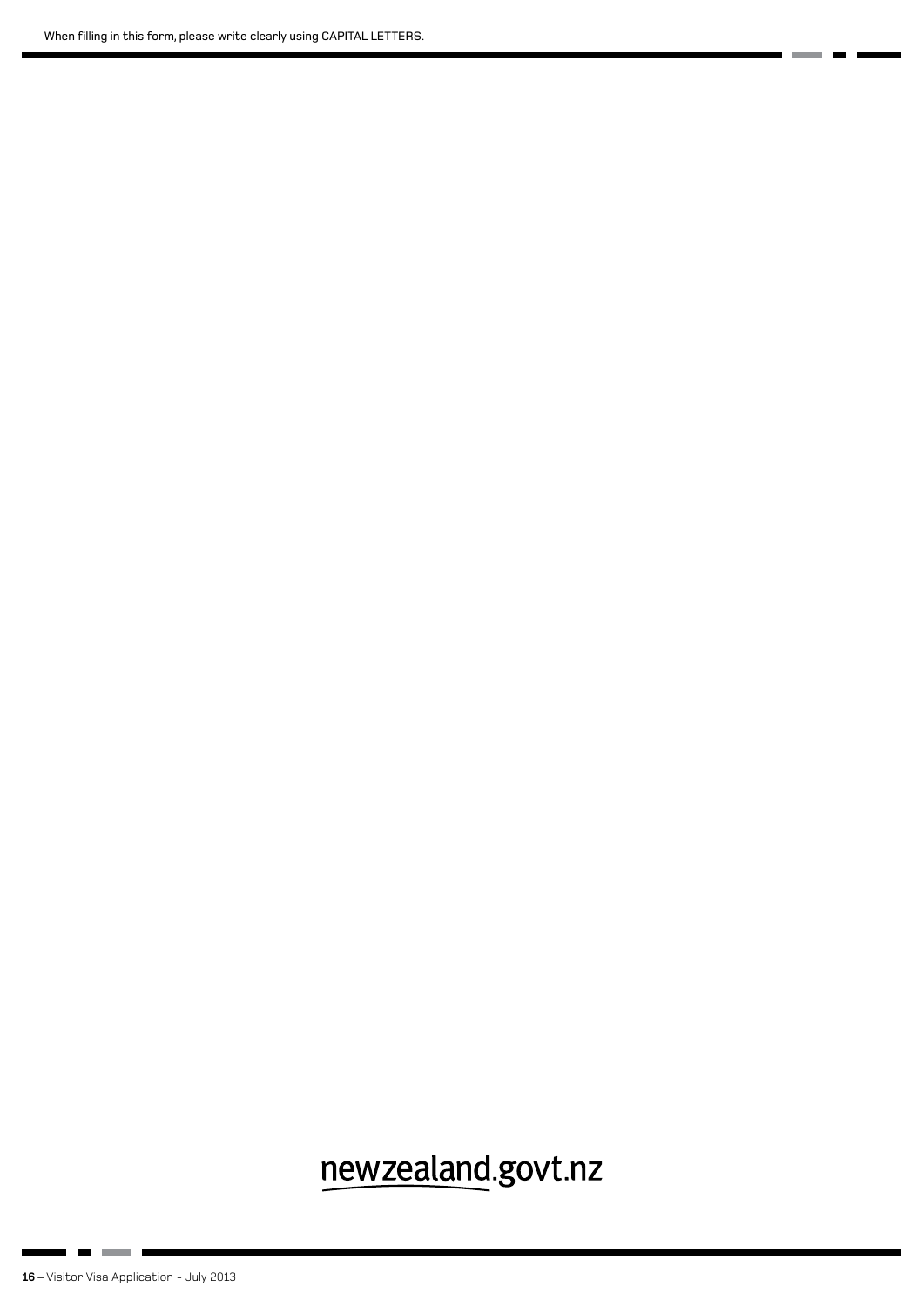When filling in this form, please write clearly using CAPITAL LETTERS.

newzealand.govt.nz